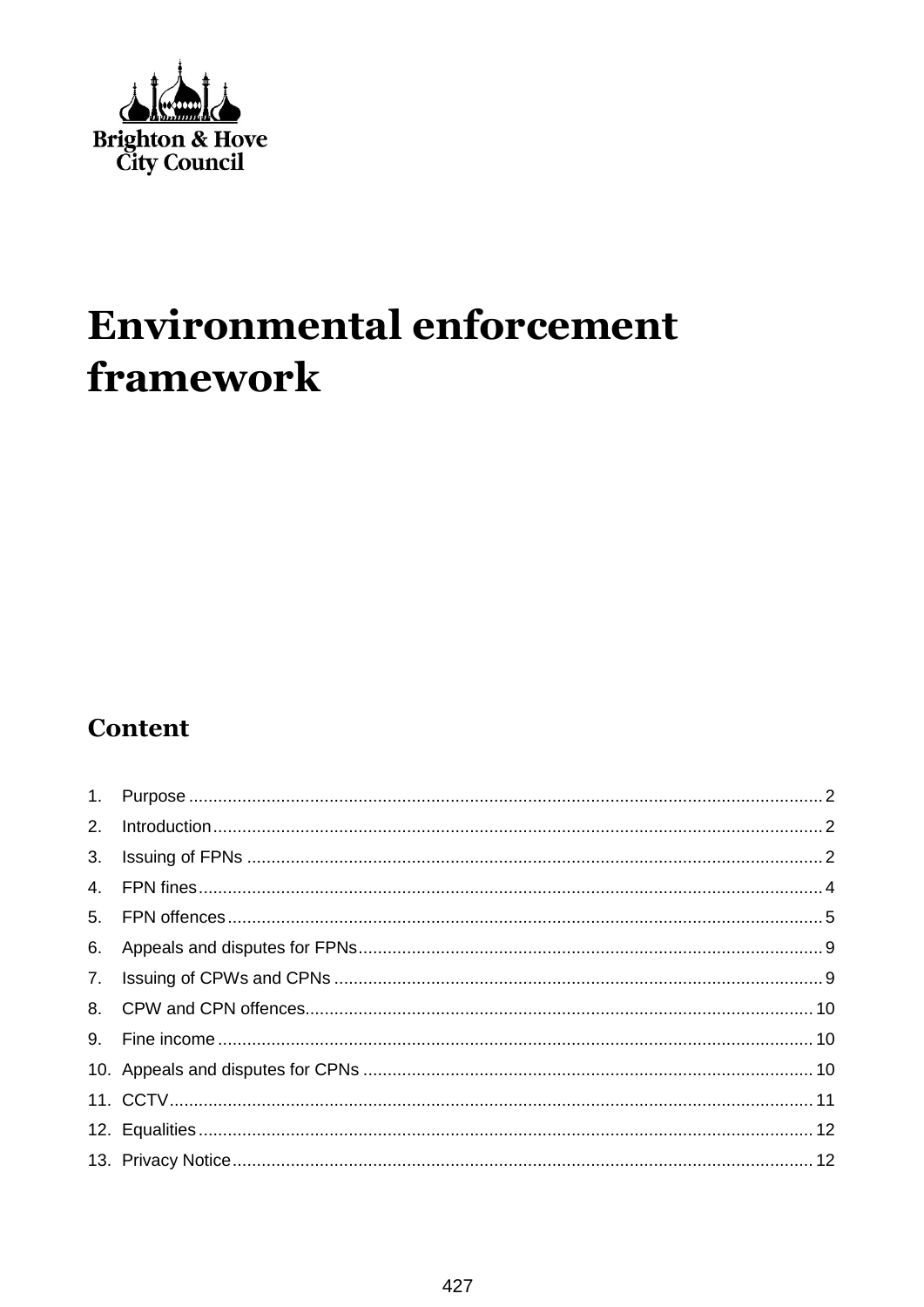Brighton & Hove City Council

# Environmental enforcement framework

## Content

1. Purpose ........................................................................................................................... 2
2. Introduction ..................................................................................................................... 2
3. Issuing of FPNs ............................................................................................................... 2
4. FPN fines ......................................................................................................................... 4
5. FPN offences ................................................................................................................... 5
6. Appeals and disputes for FPNs ....................................................................................... 9
7. Issuing of CPWs and CPNs ............................................................................................. 9
8. CPW and CPN offences ................................................................................................. 10
9. Fine income ................................................................................................................... 10
10. Appeals and disputes for CPNs ..................................................................................... 10
11. CCTV ............................................................................................................................. 11
12. Equalities ....................................................................................................................... 12
13. Privacy Notice ................................................................................................................ 12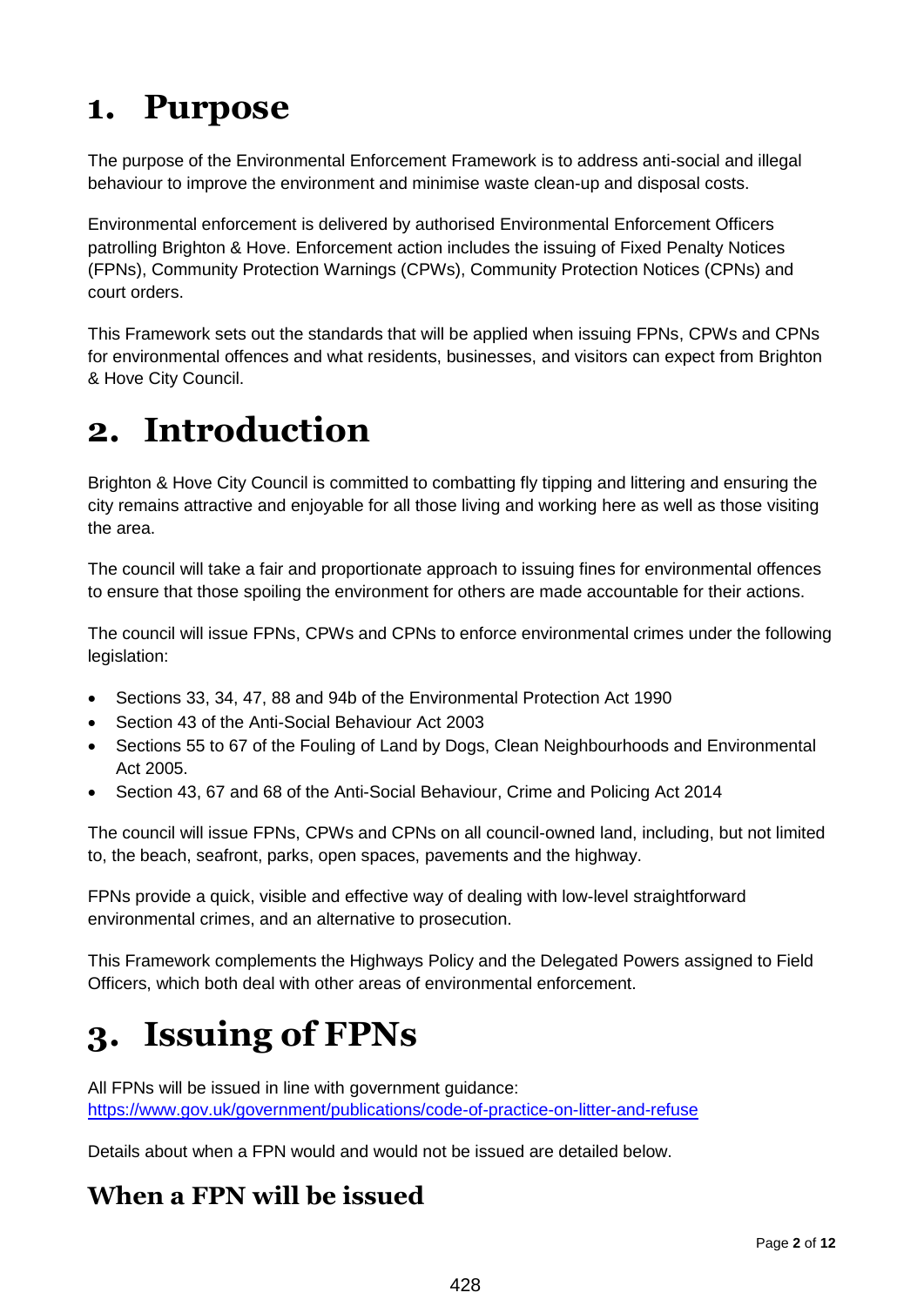# 1. Purpose

The purpose of the Environmental Enforcement Framework is to address anti-social and illegal behaviour to improve the environment and minimise waste clean-up and disposal costs.

Environmental enforcement is delivered by authorised Environmental Enforcement Officers patrolling Brighton & Hove. Enforcement action includes the issuing of Fixed Penalty Notices (FPNs), Community Protection Warnings (CPWs), Community Protection Notices (CPNs) and court orders.

This Framework sets out the standards that will be applied when issuing FPNs, CPWs and CPNs for environmental offences and what residents, businesses, and visitors can expect from Brighton & Hove City Council.

# 2. Introduction

Brighton & Hove City Council is committed to combatting fly tipping and littering and ensuring the city remains attractive and enjoyable for all those living and working here as well as those visiting the area.

The council will take a fair and proportionate approach to issuing fines for environmental offences to ensure that those spoiling the environment for others are made accountable for their actions.

The council will issue FPNs, CPWs and CPNs to enforce environmental crimes under the following legislation:

- Sections 33, 34, 47, 88 and 94b of the Environmental Protection Act 1990
- Section 43 of the Anti-Social Behaviour Act 2003
- Sections 55 to 67 of the Fouling of Land by Dogs, Clean Neighbourhoods and Environmental Act 2005.
- Section 43, 67 and 68 of the Anti-Social Behaviour, Crime and Policing Act 2014

The council will issue FPNs, CPWs and CPNs on all council-owned land, including, but not limited to, the beach, seafront, parks, open spaces, pavements and the highway.

FPNs provide a quick, visible and effective way of dealing with low-level straightforward environmental crimes, and an alternative to prosecution.

This Framework complements the Highways Policy and the Delegated Powers assigned to Field Officers, which both deal with other areas of environmental enforcement.

# 3. Issuing of FPNs

All FPNs will be issued in line with government guidance: https://www.gov.uk/government/publications/code-of-practice-on-litter-and-refuse

Details about when a FPN would and would not be issued are detailed below.

## When a FPN will be issued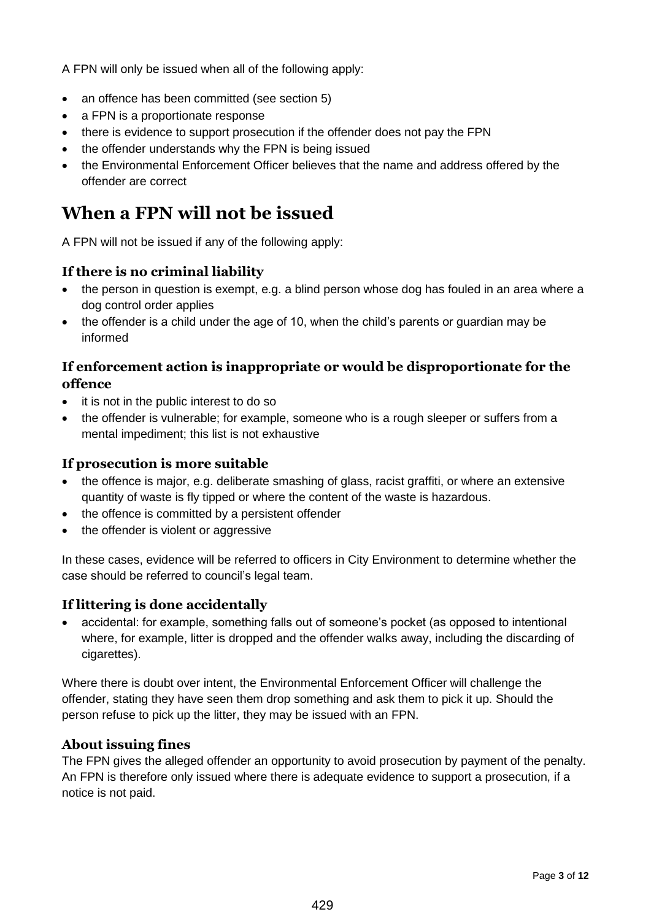A FPN will only be issued when all of the following apply:

- an offence has been committed (see section 5)
- a FPN is a proportionate response
- there is evidence to support prosecution if the offender does not pay the FPN
- the offender understands why the FPN is being issued
- the Environmental Enforcement Officer believes that the name and address offered by the offender are correct

## When a FPN will not be issued

A FPN will not be issued if any of the following apply:

### If there is no criminal liability

- the person in question is exempt, e.g. a blind person whose dog has fouled in an area where a dog control order applies
- the offender is a child under the age of 10, when the child's parents or guardian may be informed

### If enforcement action is inappropriate or would be disproportionate for the offence

- it is not in the public interest to do so
- the offender is vulnerable; for example, someone who is a rough sleeper or suffers from a mental impediment; this list is not exhaustive

### If prosecution is more suitable

- the offence is major, e.g. deliberate smashing of glass, racist graffiti, or where an extensive quantity of waste is fly tipped or where the content of the waste is hazardous.
- the offence is committed by a persistent offender
- the offender is violent or aggressive

In these cases, evidence will be referred to officers in City Environment to determine whether the case should be referred to council's legal team.

### If littering is done accidentally

- accidental: for example, something falls out of someone's pocket (as opposed to intentional where, for example, litter is dropped and the offender walks away, including the discarding of cigarettes).

Where there is doubt over intent, the Environmental Enforcement Officer will challenge the offender, stating they have seen them drop something and ask them to pick it up. Should the person refuse to pick up the litter, they may be issued with an FPN.

### About issuing fines

The FPN gives the alleged offender an opportunity to avoid prosecution by payment of the penalty. An FPN is therefore only issued where there is adequate evidence to support a prosecution, if a notice is not paid.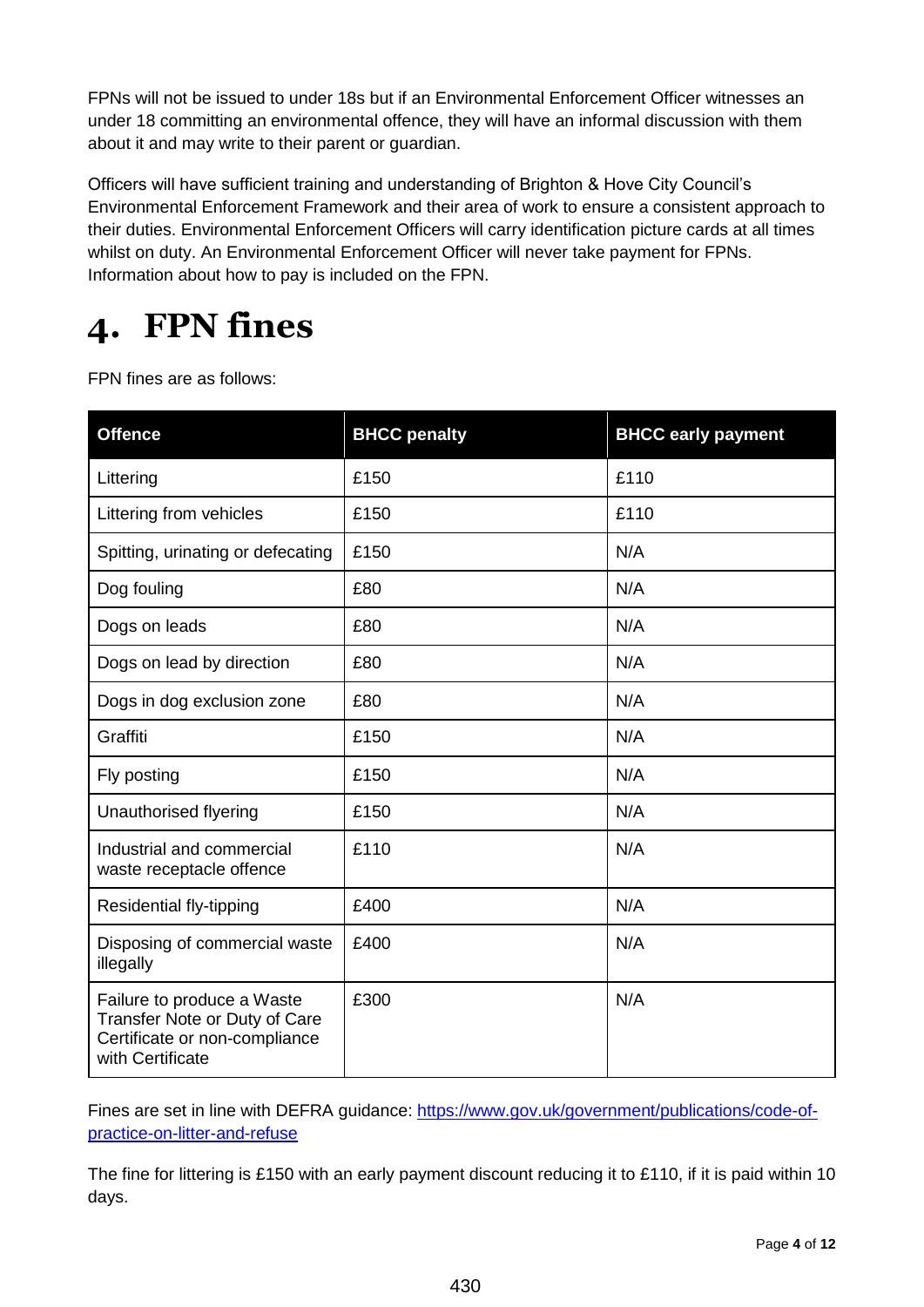FPNs will not be issued to under 18s but if an Environmental Enforcement Officer witnesses an under 18 committing an environmental offence, they will have an informal discussion with them about it and may write to their parent or guardian.

Officers will have sufficient training and understanding of Brighton & Hove City Council's Environmental Enforcement Framework and their area of work to ensure a consistent approach to their duties. Environmental Enforcement Officers will carry identification picture cards at all times whilst on duty. An Environmental Enforcement Officer will never take payment for FPNs. Information about how to pay is included on the FPN.

# 4. FPN fines

FPN fines are as follows:

| Offence | BHCC penalty | BHCC early payment |
|---|---|---|
| Littering | £150 | £110 |
| Littering from vehicles | £150 | £110 |
| Spitting, urinating or defecating | £150 | N/A |
| Dog fouling | £80 | N/A |
| Dogs on leads | £80 | N/A |
| Dogs on lead by direction | £80 | N/A |
| Dogs in dog exclusion zone | £80 | N/A |
| Graffiti | £150 | N/A |
| Fly posting | £150 | N/A |
| Unauthorised flyering | £150 | N/A |
| Industrial and commercial waste receptacle offence | £110 | N/A |
| Residential fly-tipping | £400 | N/A |
| Disposing of commercial waste illegally | £400 | N/A |
| Failure to produce a Waste Transfer Note or Duty of Care Certificate or non-compliance with Certificate | £300 | N/A |

Fines are set in line with DEFRA guidance: https://www.gov.uk/government/publications/code-of-practice-on-litter-and-refuse

The fine for littering is £150 with an early payment discount reducing it to £110, if it is paid within 10 days.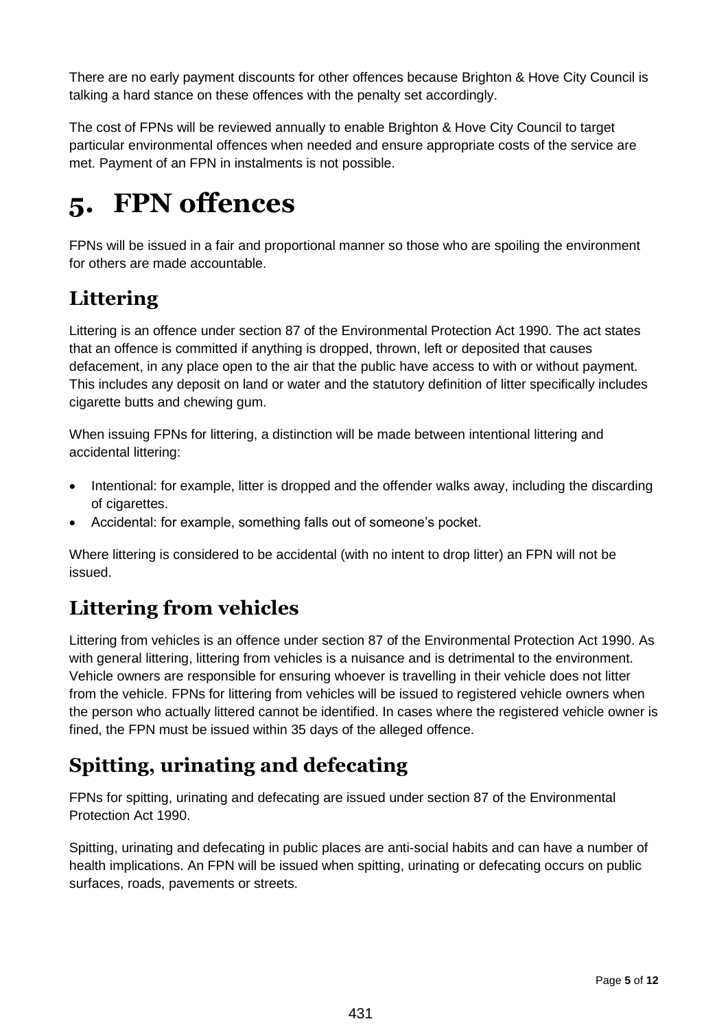There are no early payment discounts for other offences because Brighton & Hove City Council is talking a hard stance on these offences with the penalty set accordingly.

The cost of FPNs will be reviewed annually to enable Brighton & Hove City Council to target particular environmental offences when needed and ensure appropriate costs of the service are met. Payment of an FPN in instalments is not possible.

# 5. FPN offences

FPNs will be issued in a fair and proportional manner so those who are spoiling the environment for others are made accountable.

## Littering

Littering is an offence under section 87 of the Environmental Protection Act 1990. The act states that an offence is committed if anything is dropped, thrown, left or deposited that causes defacement, in any place open to the air that the public have access to with or without payment. This includes any deposit on land or water and the statutory definition of litter specifically includes cigarette butts and chewing gum.

When issuing FPNs for littering, a distinction will be made between intentional littering and accidental littering:

- Intentional: for example, litter is dropped and the offender walks away, including the discarding of cigarettes.
- Accidental: for example, something falls out of someone's pocket.

Where littering is considered to be accidental (with no intent to drop litter) an FPN will not be issued.

## Littering from vehicles

Littering from vehicles is an offence under section 87 of the Environmental Protection Act 1990. As with general littering, littering from vehicles is a nuisance and is detrimental to the environment. Vehicle owners are responsible for ensuring whoever is travelling in their vehicle does not litter from the vehicle. FPNs for littering from vehicles will be issued to registered vehicle owners when the person who actually littered cannot be identified. In cases where the registered vehicle owner is fined, the FPN must be issued within 35 days of the alleged offence.

## Spitting, urinating and defecating

FPNs for spitting, urinating and defecating are issued under section 87 of the Environmental Protection Act 1990.

Spitting, urinating and defecating in public places are anti-social habits and can have a number of health implications. An FPN will be issued when spitting, urinating or defecating occurs on public surfaces, roads, pavements or streets.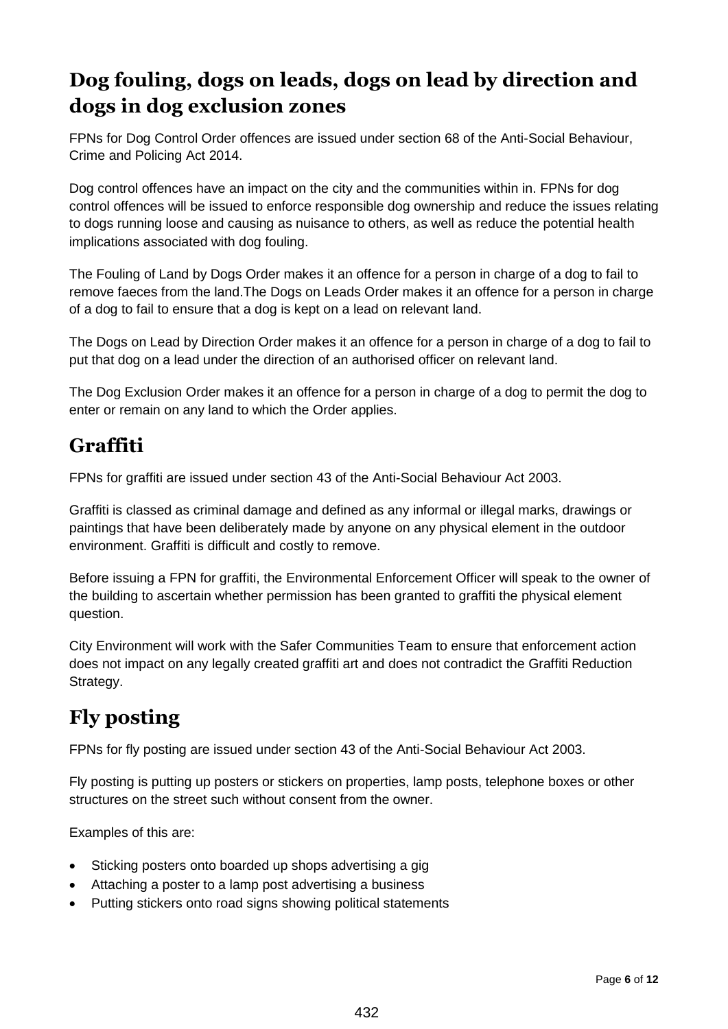## Dog fouling, dogs on leads, dogs on lead by direction and dogs in dog exclusion zones

FPNs for Dog Control Order offences are issued under section 68 of the Anti-Social Behaviour, Crime and Policing Act 2014.

Dog control offences have an impact on the city and the communities within in. FPNs for dog control offences will be issued to enforce responsible dog ownership and reduce the issues relating to dogs running loose and causing as nuisance to others, as well as reduce the potential health implications associated with dog fouling.

The Fouling of Land by Dogs Order makes it an offence for a person in charge of a dog to fail to remove faeces from the land.The Dogs on Leads Order makes it an offence for a person in charge of a dog to fail to ensure that a dog is kept on a lead on relevant land.

The Dogs on Lead by Direction Order makes it an offence for a person in charge of a dog to fail to put that dog on a lead under the direction of an authorised officer on relevant land.

The Dog Exclusion Order makes it an offence for a person in charge of a dog to permit the dog to enter or remain on any land to which the Order applies.

## Graffiti

FPNs for graffiti are issued under section 43 of the Anti-Social Behaviour Act 2003.

Graffiti is classed as criminal damage and defined as any informal or illegal marks, drawings or paintings that have been deliberately made by anyone on any physical element in the outdoor environment. Graffiti is difficult and costly to remove.

Before issuing a FPN for graffiti, the Environmental Enforcement Officer will speak to the owner of the building to ascertain whether permission has been granted to graffiti the physical element question.

City Environment will work with the Safer Communities Team to ensure that enforcement action does not impact on any legally created graffiti art and does not contradict the Graffiti Reduction Strategy.

## Fly posting

FPNs for fly posting are issued under section 43 of the Anti-Social Behaviour Act 2003.

Fly posting is putting up posters or stickers on properties, lamp posts, telephone boxes or other structures on the street such without consent from the owner.

Examples of this are:

- Sticking posters onto boarded up shops advertising a gig
- Attaching a poster to a lamp post advertising a business
- Putting stickers onto road signs showing political statements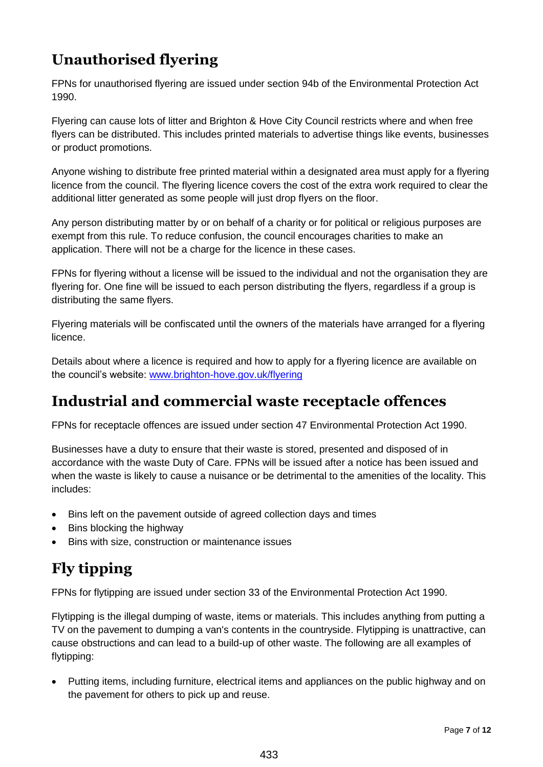## Unauthorised flyering

FPNs for unauthorised flyering are issued under section 94b of the Environmental Protection Act 1990.

Flyering can cause lots of litter and Brighton & Hove City Council restricts where and when free flyers can be distributed. This includes printed materials to advertise things like events, businesses or product promotions.

Anyone wishing to distribute free printed material within a designated area must apply for a flyering licence from the council. The flyering licence covers the cost of the extra work required to clear the additional litter generated as some people will just drop flyers on the floor.

Any person distributing matter by or on behalf of a charity or for political or religious purposes are exempt from this rule. To reduce confusion, the council encourages charities to make an application. There will not be a charge for the licence in these cases.

FPNs for flyering without a license will be issued to the individual and not the organisation they are flyering for. One fine will be issued to each person distributing the flyers, regardless if a group is distributing the same flyers.

Flyering materials will be confiscated until the owners of the materials have arranged for a flyering licence.

Details about where a licence is required and how to apply for a flyering licence are available on the council's website: [www.brighton-hove.gov.uk/flyering](www.brighton-hove.gov.uk/flyering)

## Industrial and commercial waste receptacle offences

FPNs for receptacle offences are issued under section 47 Environmental Protection Act 1990.

Businesses have a duty to ensure that their waste is stored, presented and disposed of in accordance with the waste Duty of Care. FPNs will be issued after a notice has been issued and when the waste is likely to cause a nuisance or be detrimental to the amenities of the locality. This includes:

- Bins left on the pavement outside of agreed collection days and times
- Bins blocking the highway
- Bins with size, construction or maintenance issues

## Fly tipping

FPNs for flytipping are issued under section 33 of the Environmental Protection Act 1990.

Flytipping is the illegal dumping of waste, items or materials. This includes anything from putting a TV on the pavement to dumping a van's contents in the countryside. Flytipping is unattractive, can cause obstructions and can lead to a build-up of other waste. The following are all examples of flytipping:

- Putting items, including furniture, electrical items and appliances on the public highway and on the pavement for others to pick up and reuse.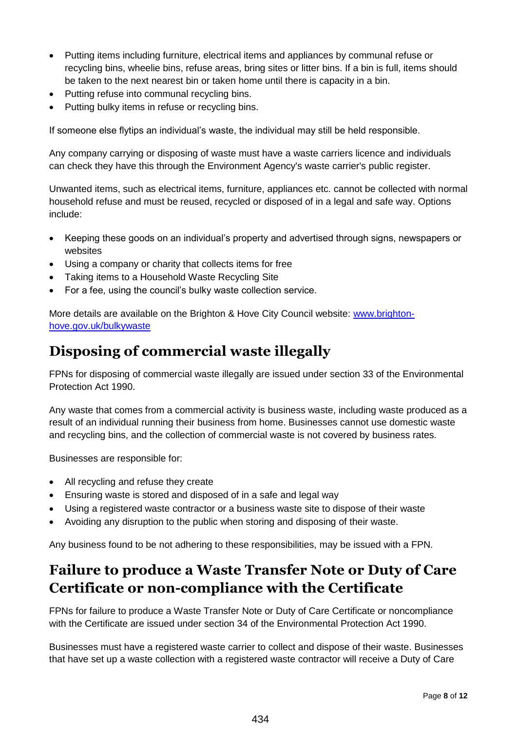- Putting items including furniture, electrical items and appliances by communal refuse or recycling bins, wheelie bins, refuse areas, bring sites or litter bins. If a bin is full, items should be taken to the next nearest bin or taken home until there is capacity in a bin.
- Putting refuse into communal recycling bins.
- Putting bulky items in refuse or recycling bins.

If someone else flytips an individual's waste, the individual may still be held responsible.

Any company carrying or disposing of waste must have a waste carriers licence and individuals can check they have this through the Environment Agency's waste carrier's public register.

Unwanted items, such as electrical items, furniture, appliances etc. cannot be collected with normal household refuse and must be reused, recycled or disposed of in a legal and safe way. Options include:

- Keeping these goods on an individual's property and advertised through signs, newspapers or websites
- Using a company or charity that collects items for free
- Taking items to a Household Waste Recycling Site
- For a fee, using the council's bulky waste collection service.

More details are available on the Brighton & Hove City Council website: [www.brighton-hove.gov.uk/bulkywaste](http://www.brighton-hove.gov.uk/bulkywaste)

## Disposing of commercial waste illegally

FPNs for disposing of commercial waste illegally are issued under section 33 of the Environmental Protection Act 1990.

Any waste that comes from a commercial activity is business waste, including waste produced as a result of an individual running their business from home. Businesses cannot use domestic waste and recycling bins, and the collection of commercial waste is not covered by business rates.

Businesses are responsible for:

- All recycling and refuse they create
- Ensuring waste is stored and disposed of in a safe and legal way
- Using a registered waste contractor or a business waste site to dispose of their waste
- Avoiding any disruption to the public when storing and disposing of their waste.

Any business found to be not adhering to these responsibilities, may be issued with a FPN.

## Failure to produce a Waste Transfer Note or Duty of Care Certificate or non-compliance with the Certificate

FPNs for failure to produce a Waste Transfer Note or Duty of Care Certificate or noncompliance with the Certificate are issued under section 34 of the Environmental Protection Act 1990.

Businesses must have a registered waste carrier to collect and dispose of their waste. Businesses that have set up a waste collection with a registered waste contractor will receive a Duty of Care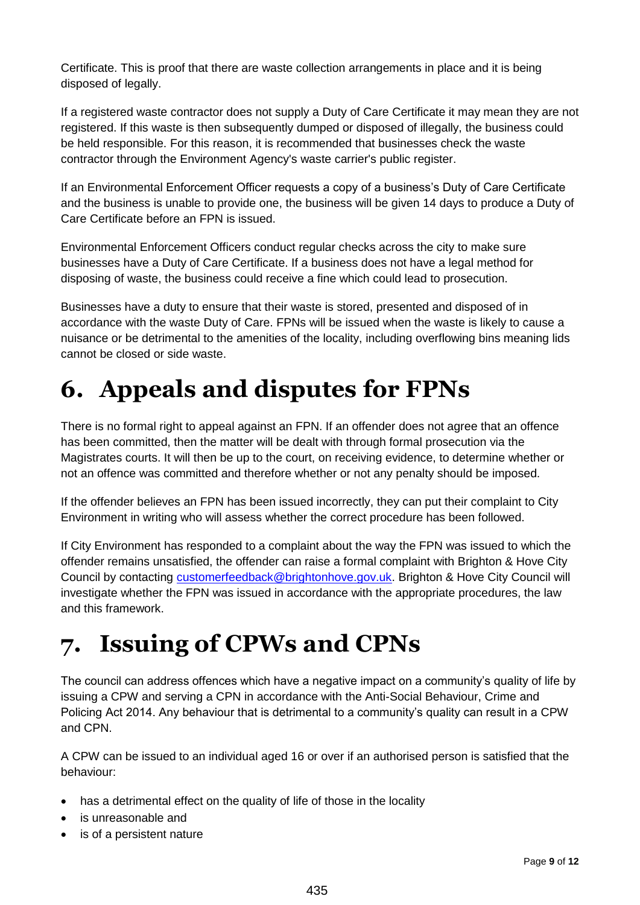Certificate. This is proof that there are waste collection arrangements in place and it is being disposed of legally.

If a registered waste contractor does not supply a Duty of Care Certificate it may mean they are not registered. If this waste is then subsequently dumped or disposed of illegally, the business could be held responsible. For this reason, it is recommended that businesses check the waste contractor through the Environment Agency's waste carrier's public register.

If an Environmental Enforcement Officer requests a copy of a business's Duty of Care Certificate and the business is unable to provide one, the business will be given 14 days to produce a Duty of Care Certificate before an FPN is issued.

Environmental Enforcement Officers conduct regular checks across the city to make sure businesses have a Duty of Care Certificate. If a business does not have a legal method for disposing of waste, the business could receive a fine which could lead to prosecution.

Businesses have a duty to ensure that their waste is stored, presented and disposed of in accordance with the waste Duty of Care. FPNs will be issued when the waste is likely to cause a nuisance or be detrimental to the amenities of the locality, including overflowing bins meaning lids cannot be closed or side waste.

# 6. Appeals and disputes for FPNs

There is no formal right to appeal against an FPN. If an offender does not agree that an offence has been committed, then the matter will be dealt with through formal prosecution via the Magistrates courts. It will then be up to the court, on receiving evidence, to determine whether or not an offence was committed and therefore whether or not any penalty should be imposed.

If the offender believes an FPN has been issued incorrectly, they can put their complaint to City Environment in writing who will assess whether the correct procedure has been followed.

If City Environment has responded to a complaint about the way the FPN was issued to which the offender remains unsatisfied, the offender can raise a formal complaint with Brighton & Hove City Council by contacting customerfeedback@brightonhove.gov.uk. Brighton & Hove City Council will investigate whether the FPN was issued in accordance with the appropriate procedures, the law and this framework.

# 7. Issuing of CPWs and CPNs

The council can address offences which have a negative impact on a community's quality of life by issuing a CPW and serving a CPN in accordance with the Anti-Social Behaviour, Crime and Policing Act 2014. Any behaviour that is detrimental to a community's quality can result in a CPW and CPN.

A CPW can be issued to an individual aged 16 or over if an authorised person is satisfied that the behaviour:

- has a detrimental effect on the quality of life of those in the locality
- is unreasonable and
- is of a persistent nature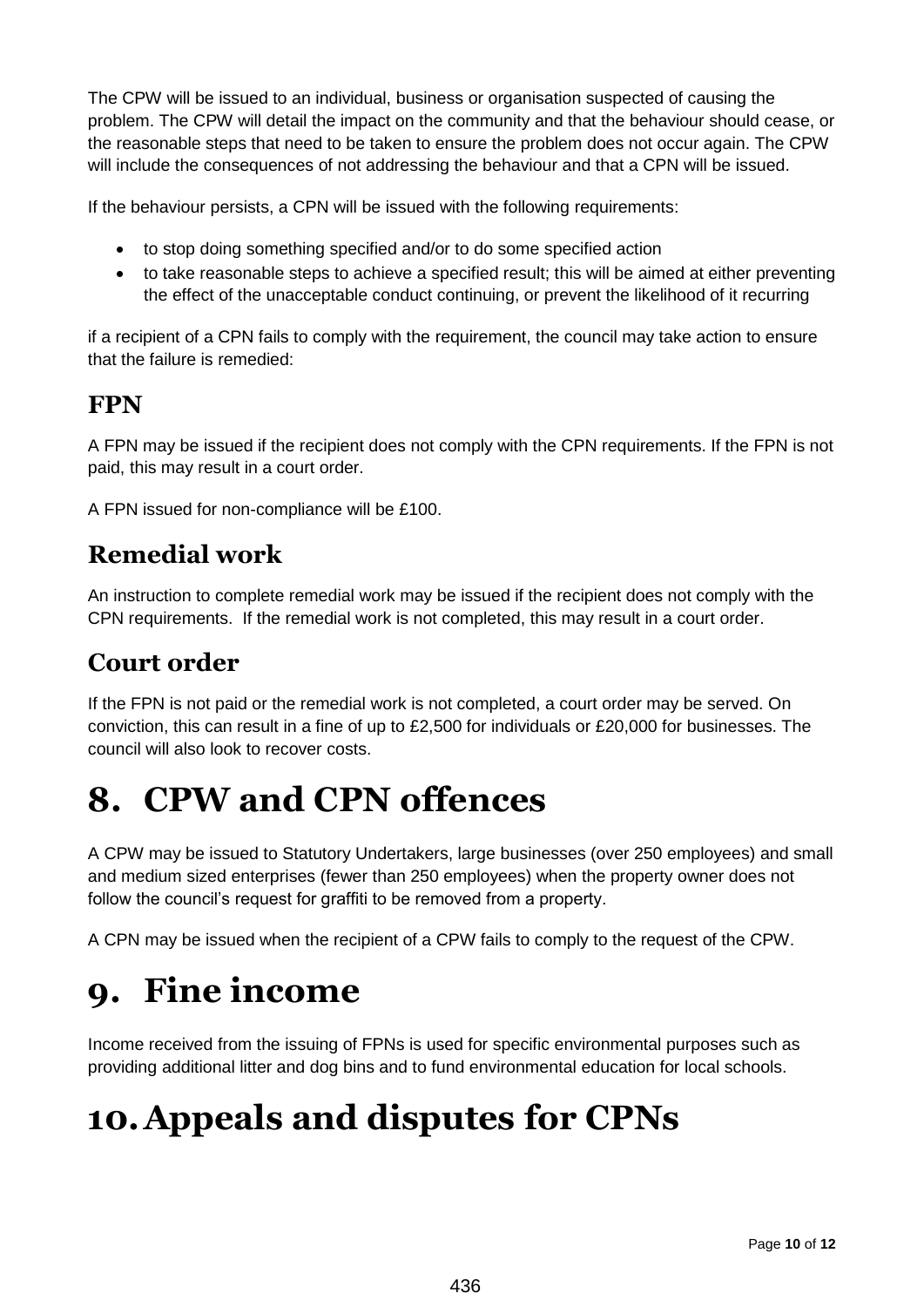The CPW will be issued to an individual, business or organisation suspected of causing the problem. The CPW will detail the impact on the community and that the behaviour should cease, or the reasonable steps that need to be taken to ensure the problem does not occur again. The CPW will include the consequences of not addressing the behaviour and that a CPN will be issued.

If the behaviour persists, a CPN will be issued with the following requirements:

- to stop doing something specified and/or to do some specified action
- to take reasonable steps to achieve a specified result; this will be aimed at either preventing the effect of the unacceptable conduct continuing, or prevent the likelihood of it recurring

if a recipient of a CPN fails to comply with the requirement, the council may take action to ensure that the failure is remedied:

### FPN

A FPN may be issued if the recipient does not comply with the CPN requirements. If the FPN is not paid, this may result in a court order.

A FPN issued for non-compliance will be £100.

### Remedial work

An instruction to complete remedial work may be issued if the recipient does not comply with the CPN requirements. If the remedial work is not completed, this may result in a court order.

### Court order

If the FPN is not paid or the remedial work is not completed, a court order may be served. On conviction, this can result in a fine of up to £2,500 for individuals or £20,000 for businesses. The council will also look to recover costs.

# 8. CPW and CPN offences

A CPW may be issued to Statutory Undertakers, large businesses (over 250 employees) and small and medium sized enterprises (fewer than 250 employees) when the property owner does not follow the council's request for graffiti to be removed from a property.

A CPN may be issued when the recipient of a CPW fails to comply to the request of the CPW.

# 9. Fine income

Income received from the issuing of FPNs is used for specific environmental purposes such as providing additional litter and dog bins and to fund environmental education for local schools.

# 10. Appeals and disputes for CPNs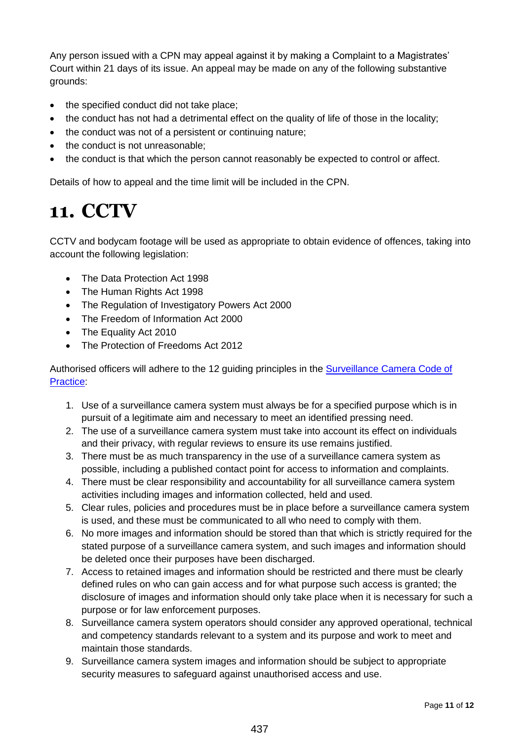Any person issued with a CPN may appeal against it by making a Complaint to a Magistrates' Court within 21 days of its issue. An appeal may be made on any of the following substantive grounds:

- the specified conduct did not take place;
- the conduct has not had a detrimental effect on the quality of life of those in the locality;
- the conduct was not of a persistent or continuing nature;
- the conduct is not unreasonable;
- the conduct is that which the person cannot reasonably be expected to control or affect.

Details of how to appeal and the time limit will be included in the CPN.

# 11. CCTV

CCTV and bodycam footage will be used as appropriate to obtain evidence of offences, taking into account the following legislation:

- The Data Protection Act 1998
- The Human Rights Act 1998
- The Regulation of Investigatory Powers Act 2000
- The Freedom of Information Act 2000
- The Equality Act 2010
- The Protection of Freedoms Act 2012

Authorised officers will adhere to the 12 guiding principles in the Surveillance Camera Code of Practice:

1. Use of a surveillance camera system must always be for a specified purpose which is in pursuit of a legitimate aim and necessary to meet an identified pressing need.
2. The use of a surveillance camera system must take into account its effect on individuals and their privacy, with regular reviews to ensure its use remains justified.
3. There must be as much transparency in the use of a surveillance camera system as possible, including a published contact point for access to information and complaints.
4. There must be clear responsibility and accountability for all surveillance camera system activities including images and information collected, held and used.
5. Clear rules, policies and procedures must be in place before a surveillance camera system is used, and these must be communicated to all who need to comply with them.
6. No more images and information should be stored than that which is strictly required for the stated purpose of a surveillance camera system, and such images and information should be deleted once their purposes have been discharged.
7. Access to retained images and information should be restricted and there must be clearly defined rules on who can gain access and for what purpose such access is granted; the disclosure of images and information should only take place when it is necessary for such a purpose or for law enforcement purposes.
8. Surveillance camera system operators should consider any approved operational, technical and competency standards relevant to a system and its purpose and work to meet and maintain those standards.
9. Surveillance camera system images and information should be subject to appropriate security measures to safeguard against unauthorised access and use.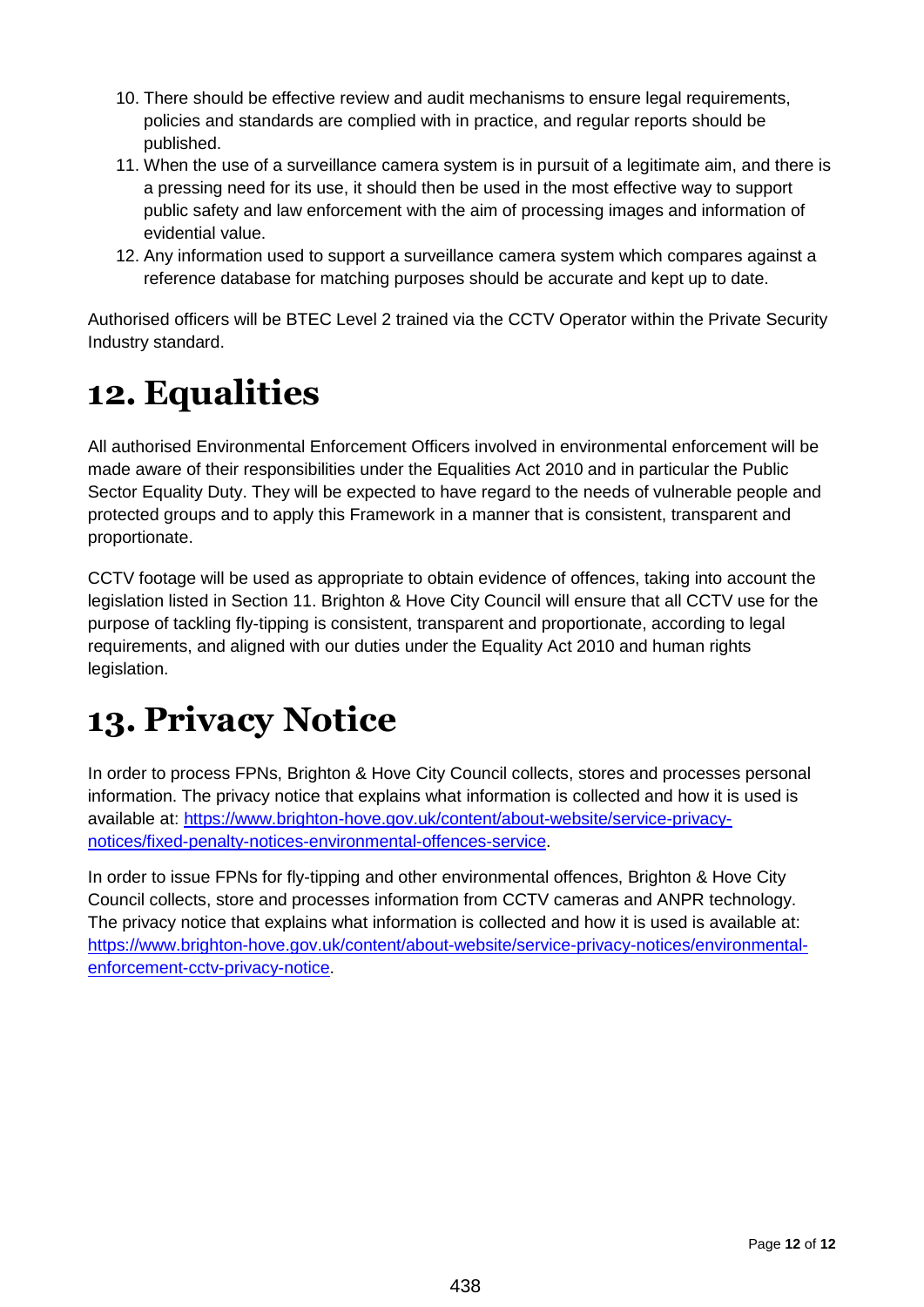10. There should be effective review and audit mechanisms to ensure legal requirements, policies and standards are complied with in practice, and regular reports should be published.
11. When the use of a surveillance camera system is in pursuit of a legitimate aim, and there is a pressing need for its use, it should then be used in the most effective way to support public safety and law enforcement with the aim of processing images and information of evidential value.
12. Any information used to support a surveillance camera system which compares against a reference database for matching purposes should be accurate and kept up to date.

Authorised officers will be BTEC Level 2 trained via the CCTV Operator within the Private Security Industry standard.

# 12. Equalities

All authorised Environmental Enforcement Officers involved in environmental enforcement will be made aware of their responsibilities under the Equalities Act 2010 and in particular the Public Sector Equality Duty. They will be expected to have regard to the needs of vulnerable people and protected groups and to apply this Framework in a manner that is consistent, transparent and proportionate.

CCTV footage will be used as appropriate to obtain evidence of offences, taking into account the legislation listed in Section 11. Brighton & Hove City Council will ensure that all CCTV use for the purpose of tackling fly-tipping is consistent, transparent and proportionate, according to legal requirements, and aligned with our duties under the Equality Act 2010 and human rights legislation.

# 13. Privacy Notice

In order to process FPNs, Brighton & Hove City Council collects, stores and processes personal information. The privacy notice that explains what information is collected and how it is used is available at: [https://www.brighton-hove.gov.uk/content/about-website/service-privacy-notices/fixed-penalty-notices-environmental-offences-service](https://www.brighton-hove.gov.uk/content/about-website/service-privacy-notices/fixed-penalty-notices-environmental-offences-service).

In order to issue FPNs for fly-tipping and other environmental offences, Brighton & Hove City Council collects, store and processes information from CCTV cameras and ANPR technology. The privacy notice that explains what information is collected and how it is used is available at: [https://www.brighton-hove.gov.uk/content/about-website/service-privacy-notices/environmental-enforcement-cctv-privacy-notice](https://www.brighton-hove.gov.uk/content/about-website/service-privacy-notices/environmental-enforcement-cctv-privacy-notice).